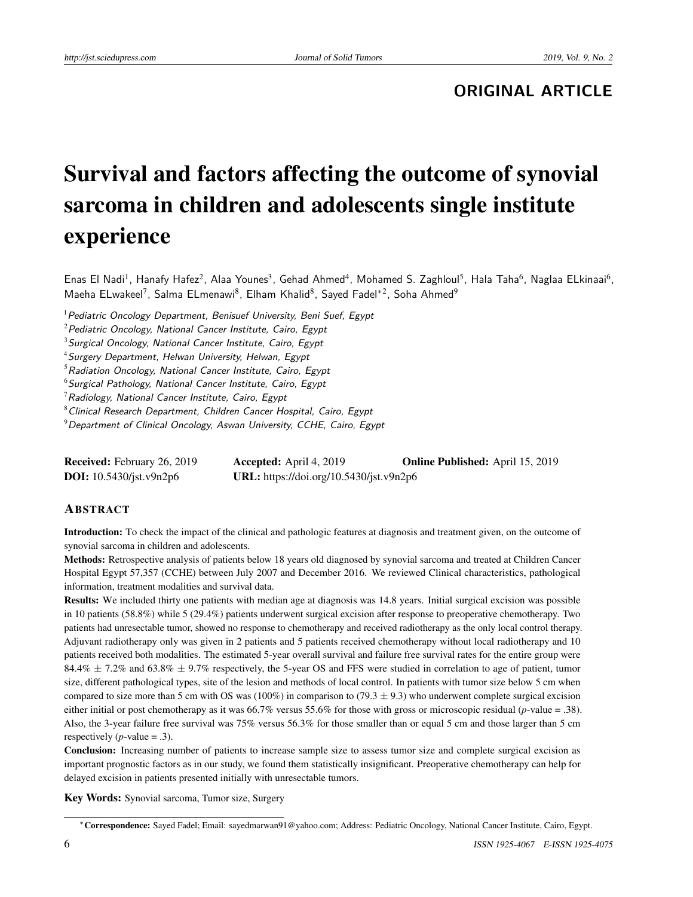**ORIGINAL ARTICLE**

# Survival and factors affecting the outcome of synovial sarcoma in children and adolescents single institute experience

Enas El Nadi[1], Hanafy Hafez[2], Alaa Younes[3], Gehad Ahmed[4], Mohamed S. Zaghloul[5], Hala Taha[6], Naglaa ELkinaai[6], Maeha ELwakeel[7], Salma ELmenawi[8], Elham Khalid[8], Sayed Fadel[*2], Soha Ahmed[9]

[1] *Pediatric Oncology Department, Benisuef University, Beni Suef, Egypt*
[2] *Pediatric Oncology, National Cancer Institute, Cairo, Egypt*
[3] *Surgical Oncology, National Cancer Institute, Cairo, Egypt*
[4] *Surgery Department, Helwan University, Helwan, Egypt*
[5] *Radiation Oncology, National Cancer Institute, Cairo, Egypt*
[6] *Surgical Pathology, National Cancer Institute, Cairo, Egypt*
[7] *Radiology, National Cancer Institute, Cairo, Egypt*
[8] *Clinical Research Department, Children Cancer Hospital, Cairo, Egypt*
[9] *Department of Clinical Oncology, Aswan University, CCHE, Cairo, Egypt*

**Received:** February 26, 2019 **Accepted:** April 4, 2019 **Online Published:** April 15, 2019
**DOI:** 10.5430/jst.v9n2p6 **URL:** https://doi.org/10.5430/jst.v9n2p6

## ABSTRACT

**Introduction:** To check the impact of the clinical and pathologic features at diagnosis and treatment given, on the outcome of synovial sarcoma in children and adolescents.

**Methods:** Retrospective analysis of patients below 18 years old diagnosed by synovial sarcoma and treated at Children Cancer Hospital Egypt 57,357 (CCHE) between July 2007 and December 2016. We reviewed Clinical characteristics, pathological information, treatment modalities and survival data.

**Results:** We included thirty one patients with median age at diagnosis was 14.8 years. Initial surgical excision was possible in 10 patients (58.8%) while 5 (29.4%) patients underwent surgical excision after response to preoperative chemotherapy. Two patients had unresectable tumor, showed no response to chemotherapy and received radiotherapy as the only local control therapy. Adjuvant radiotherapy only was given in 2 patients and 5 patients received chemotherapy without local radiotherapy and 10 patients received both modalities. The estimated 5-year overall survival and failure free survival rates for the entire group were 84.4% $\pm$ 7.2% and 63.8% $\pm$ 9.7% respectively, the 5-year OS and FFS were studied in correlation to age of patient, tumor size, different pathological types, site of the lesion and methods of local control. In patients with tumor size below 5 cm when compared to size more than 5 cm with OS was (100%) in comparison to (79.3 $\pm$ 9.3) who underwent complete surgical excision either initial or post chemotherapy as it was 66.7% versus 55.6% for those with gross or microscopic residual ($p$-value = .38). Also, the 3-year failure free survival was 75% versus 56.3% for those smaller than or equal 5 cm and those larger than 5 cm respectively ($p$-value = .3).

**Conclusion:** Increasing number of patients to increase sample size to assess tumor size and complete surgical excision as important prognostic factors as in our study, we found them statistically insignificant. Preoperative chemotherapy can help for delayed excision in patients presented initially with unresectable tumors.

**Key Words:** Synovial sarcoma, Tumor size, Surgery

*Correspondence: Sayed Fadel; Email: sayedmarwan91@yahoo.com; Address: Pediatric Oncology, National Cancer Institute, Cairo, Egypt.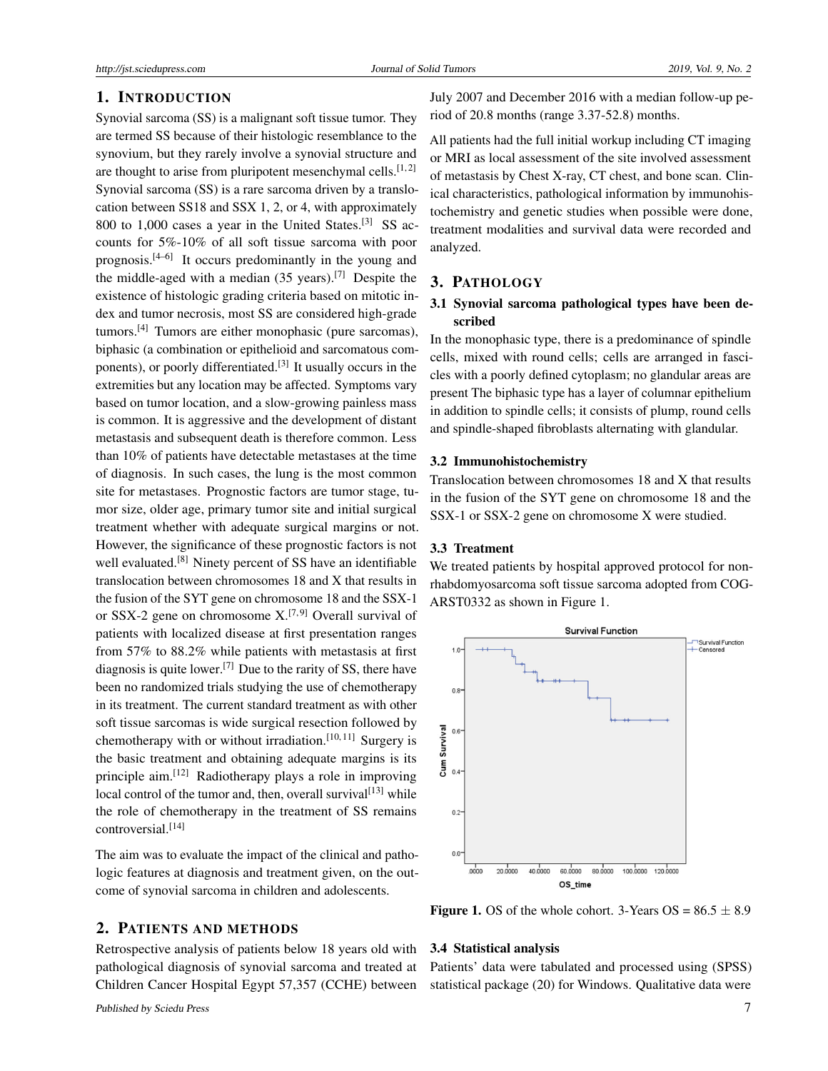## 1. INTRODUCTION

Synovial sarcoma (SS) is a malignant soft tissue tumor. They are termed SS because of their histologic resemblance to the synovium, but they rarely involve a synovial structure and are thought to arise from pluripotent mesenchymal cells.[1,2] Synovial sarcoma (SS) is a rare sarcoma driven by a translocation between SS18 and SSX 1, 2, or 4, with approximately 800 to 1,000 cases a year in the United States.[3] SS accounts for 5%-10% of all soft tissue sarcoma with poor prognosis.[4–6] It occurs predominantly in the young and the middle-aged with a median (35 years).[7] Despite the existence of histologic grading criteria based on mitotic index and tumor necrosis, most SS are considered high-grade tumors.[4] Tumors are either monophasic (pure sarcomas), biphasic (a combination or epithelioid and sarcomatous components), or poorly differentiated.[3] It usually occurs in the extremities but any location may be affected. Symptoms vary based on tumor location, and a slow-growing painless mass is common. It is aggressive and the development of distant metastasis and subsequent death is therefore common. Less than 10% of patients have detectable metastases at the time of diagnosis. In such cases, the lung is the most common site for metastases. Prognostic factors are tumor stage, tumor size, older age, primary tumor site and initial surgical treatment whether with adequate surgical margins or not. However, the significance of these prognostic factors is not well evaluated.[8] Ninety percent of SS have an identifiable translocation between chromosomes 18 and X that results in the fusion of the SYT gene on chromosome 18 and the SSX-1 or SSX-2 gene on chromosome X.[7,9] Overall survival of patients with localized disease at first presentation ranges from 57% to 88.2% while patients with metastasis at first diagnosis is quite lower.[7] Due to the rarity of SS, there have been no randomized trials studying the use of chemotherapy in its treatment. The current standard treatment as with other soft tissue sarcomas is wide surgical resection followed by chemotherapy with or without irradiation.[10,11] Surgery is the basic treatment and obtaining adequate margins is its principle aim.[12] Radiotherapy plays a role in improving local control of the tumor and, then, overall survival[13] while the role of chemotherapy in the treatment of SS remains controversial.[14]

The aim was to evaluate the impact of the clinical and pathologic features at diagnosis and treatment given, on the outcome of synovial sarcoma in children and adolescents.

## 2. PATIENTS AND METHODS

Retrospective analysis of patients below 18 years old with pathological diagnosis of synovial sarcoma and treated at Children Cancer Hospital Egypt 57,357 (CCHE) between July 2007 and December 2016 with a median follow-up period of 20.8 months (range 3.37-52.8) months.

All patients had the full initial workup including CT imaging or MRI as local assessment of the site involved assessment of metastasis by Chest X-ray, CT chest, and bone scan. Clinical characteristics, pathological information by immunohistochemistry and genetic studies when possible were done, treatment modalities and survival data were recorded and analyzed.

## 3. PATHOLOGY

### 3.1 Synovial sarcoma pathological types have been described

In the monophasic type, there is a predominance of spindle cells, mixed with round cells; cells are arranged in fascicles with a poorly defined cytoplasm; no glandular areas are present The biphasic type has a layer of columnar epithelium in addition to spindle cells; it consists of plump, round cells and spindle-shaped fibroblasts alternating with glandular.

### 3.2 Immunohistochemistry

Translocation between chromosomes 18 and X that results in the fusion of the SYT gene on chromosome 18 and the SSX-1 or SSX-2 gene on chromosome X were studied.

### 3.3 Treatment

We treated patients by hospital approved protocol for non-rhabdomyosarcoma soft tissue sarcoma adopted from COG-ARST0332 as shown in Figure 1.

**Figure 1.** OS of the whole cohort. 3-Years OS = 86.5 ± 8.9

### 3.4 Statistical analysis

Patients' data were tabulated and processed using (SPSS) statistical package (20) for Windows. Qualitative data were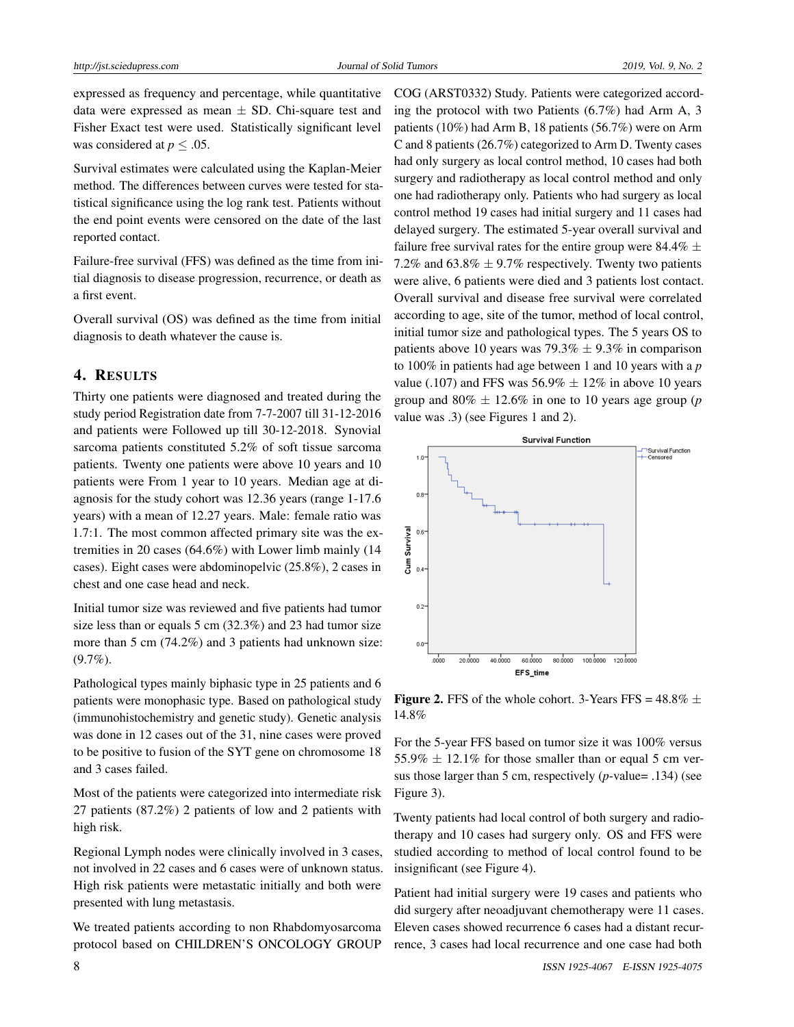expressed as frequency and percentage, while quantitative data were expressed as mean ± SD. Chi-square test and Fisher Exact test were used. Statistically significant level was considered at $p \leq .05$.

Survival estimates were calculated using the Kaplan-Meier method. The differences between curves were tested for statistical significance using the log rank test. Patients without the end point events were censored on the date of the last reported contact.

Failure-free survival (FFS) was defined as the time from initial diagnosis to disease progression, recurrence, or death as a first event.

Overall survival (OS) was defined as the time from initial diagnosis to death whatever the cause is.

## 4. RESULTS

Thirty one patients were diagnosed and treated during the study period Registration date from 7-7-2007 till 31-12-2016 and patients were Followed up till 30-12-2018. Synovial sarcoma patients constituted 5.2% of soft tissue sarcoma patients. Twenty one patients were above 10 years and 10 patients were From 1 year to 10 years. Median age at diagnosis for the study cohort was 12.36 years (range 1-17.6 years) with a mean of 12.27 years. Male: female ratio was 1.7:1. The most common affected primary site was the extremities in 20 cases (64.6%) with Lower limb mainly (14 cases). Eight cases were abdominopelvic (25.8%), 2 cases in chest and one case head and neck.

Initial tumor size was reviewed and five patients had tumor size less than or equals 5 cm (32.3%) and 23 had tumor size more than 5 cm (74.2%) and 3 patients had unknown size: (9.7%).

Pathological types mainly biphasic type in 25 patients and 6 patients were monophasic type. Based on pathological study (immunohistochemistry and genetic study). Genetic analysis was done in 12 cases out of the 31, nine cases were proved to be positive to fusion of the SYT gene on chromosome 18 and 3 cases failed.

Most of the patients were categorized into intermediate risk 27 patients (87.2%) 2 patients of low and 2 patients with high risk.

Regional Lymph nodes were clinically involved in 3 cases, not involved in 22 cases and 6 cases were of unknown status. High risk patients were metastatic initially and both were presented with lung metastasis.

We treated patients according to non Rhabdomyosarcoma protocol based on CHILDREN'S ONCOLOGY GROUP COG (ARST0332) Study. Patients were categorized according the protocol with two Patients (6.7%) had Arm A, 3 patients (10%) had Arm B, 18 patients (56.7%) were on Arm C and 8 patients (26.7%) categorized to Arm D. Twenty cases had only surgery as local control method, 10 cases had both surgery and radiotherapy as local control method and only one had radiotherapy only. Patients who had surgery as local control method 19 cases had initial surgery and 11 cases had delayed surgery. The estimated 5-year overall survival and failure free survival rates for the entire group were 84.4% ± 7.2% and 63.8% ± 9.7% respectively. Twenty two patients were alive, 6 patients were died and 3 patients lost contact. Overall survival and disease free survival were correlated according to age, site of the tumor, method of local control, initial tumor size and pathological types. The 5 years OS to patients above 10 years was 79.3% ± 9.3% in comparison to 100% in patients had age between 1 and 10 years with a *p* value (.107) and FFS was 56.9% ± 12% in above 10 years group and 80% ± 12.6% in one to 10 years age group (*p* value was .3) (see Figures 1 and 2).

**Figure 2.** FFS of the whole cohort. 3-Years FFS = 48.8% ± 14.8%

For the 5-year FFS based on tumor size it was 100% versus 55.9% ± 12.1% for those smaller than or equal 5 cm versus those larger than 5 cm, respectively (*p*-value= .134) (see Figure 3).

Twenty patients had local control of both surgery and radiotherapy and 10 cases had surgery only. OS and FFS were studied according to method of local control found to be insignificant (see Figure 4).

Patient had initial surgery were 19 cases and patients who did surgery after neoadjuvant chemotherapy were 11 cases. Eleven cases showed recurrence 6 cases had a distant recurrence, 3 cases had local recurrence and one case had both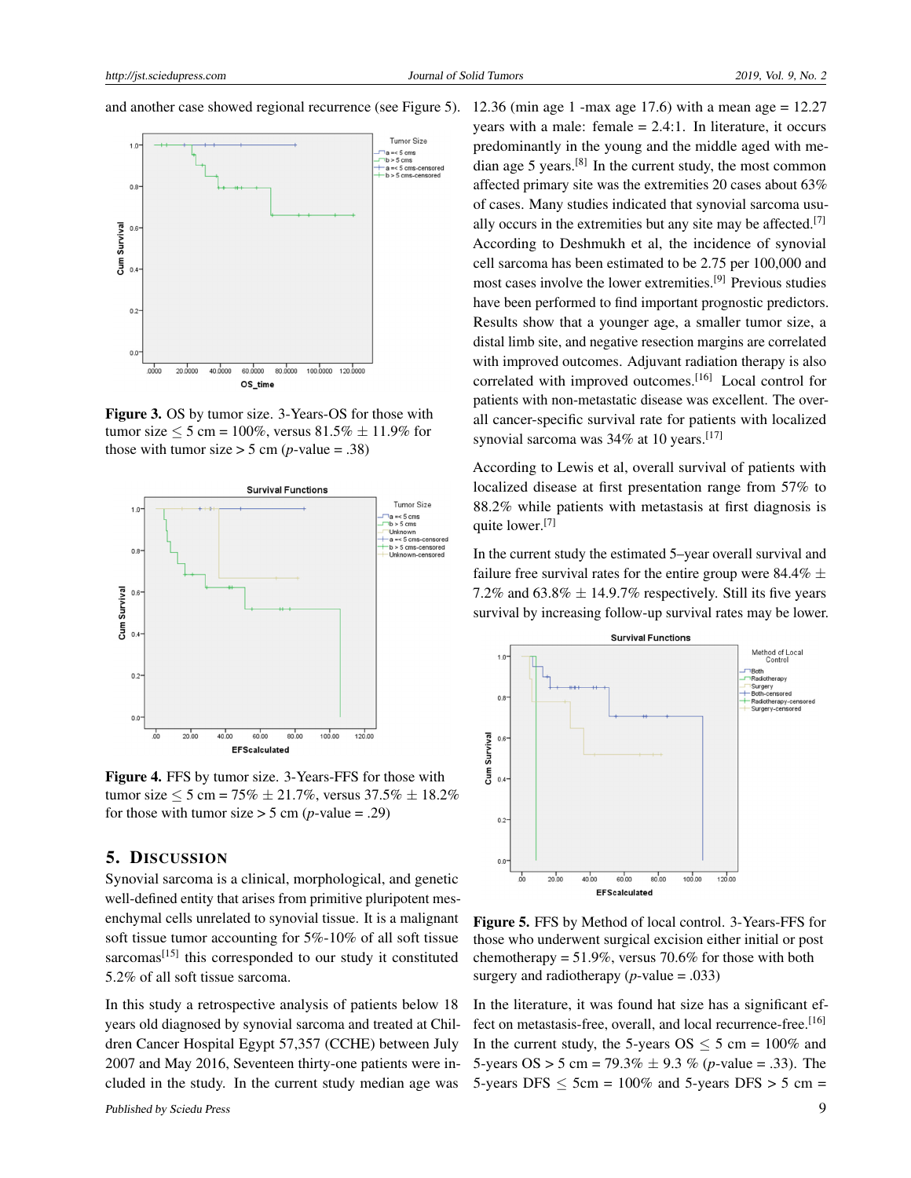and another case showed regional recurrence (see Figure 5).

**Figure 3.** OS by tumor size. 3-Years-OS for those with tumor size ≤ 5 cm = 100%, versus 81.5% ± 11.9% for those with tumor size > 5 cm (*p*-value = .38)

**Figure 4.** FFS by tumor size. 3-Years-FFS for those with tumor size ≤ 5 cm = 75% ± 21.7%, versus 37.5% ± 18.2% for those with tumor size > 5 cm (*p*-value = .29)

## 5. Discussion

Synovial sarcoma is a clinical, morphological, and genetic well-defined entity that arises from primitive pluripotent mesenchymal cells unrelated to synovial tissue. It is a malignant soft tissue tumor accounting for 5%-10% of all soft tissue sarcomas[15] this corresponded to our study it constituted 5.2% of all soft tissue sarcoma.

In this study a retrospective analysis of patients below 18 years old diagnosed by synovial sarcoma and treated at Children Cancer Hospital Egypt 57,357 (CCHE) between July 2007 and May 2016, Seventeen thirty-one patients were included in the study. In the current study median age was 12.36 (min age 1 -max age 17.6) with a mean age = 12.27 years with a male: female = 2.4:1. In literature, it occurs predominantly in the young and the middle aged with median age 5 years.[8] In the current study, the most common affected primary site was the extremities 20 cases about 63% of cases. Many studies indicated that synovial sarcoma usually occurs in the extremities but any site may be affected.[7] According to Deshmukh et al, the incidence of synovial cell sarcoma has been estimated to be 2.75 per 100,000 and most cases involve the lower extremities.[9] Previous studies have been performed to find important prognostic predictors. Results show that a younger age, a smaller tumor size, a distal limb site, and negative resection margins are correlated with improved outcomes. Adjuvant radiation therapy is also correlated with improved outcomes.[16] Local control for patients with non-metastatic disease was excellent. The overall cancer-specific survival rate for patients with localized synovial sarcoma was 34% at 10 years.[17]

According to Lewis et al, overall survival of patients with localized disease at first presentation range from 57% to 88.2% while patients with metastasis at first diagnosis is quite lower.[7]

In the current study the estimated 5–year overall survival and failure free survival rates for the entire group were 84.4% ± 7.2% and 63.8% ± 14.9.7% respectively. Still its five years survival by increasing follow-up survival rates may be lower.

**Figure 5.** FFS by Method of local control. 3-Years-FFS for those who underwent surgical excision either initial or post chemotherapy = 51.9%, versus 70.6% for those with both surgery and radiotherapy (*p*-value = .033)

In the literature, it was found hat size has a significant effect on metastasis-free, overall, and local recurrence-free.[16] In the current study, the 5-years OS ≤ 5 cm = 100% and 5-years OS > 5 cm = 79.3% ± 9.3 % (*p*-value = .33). The 5-years DFS ≤ 5cm = 100% and 5-years DFS > 5 cm =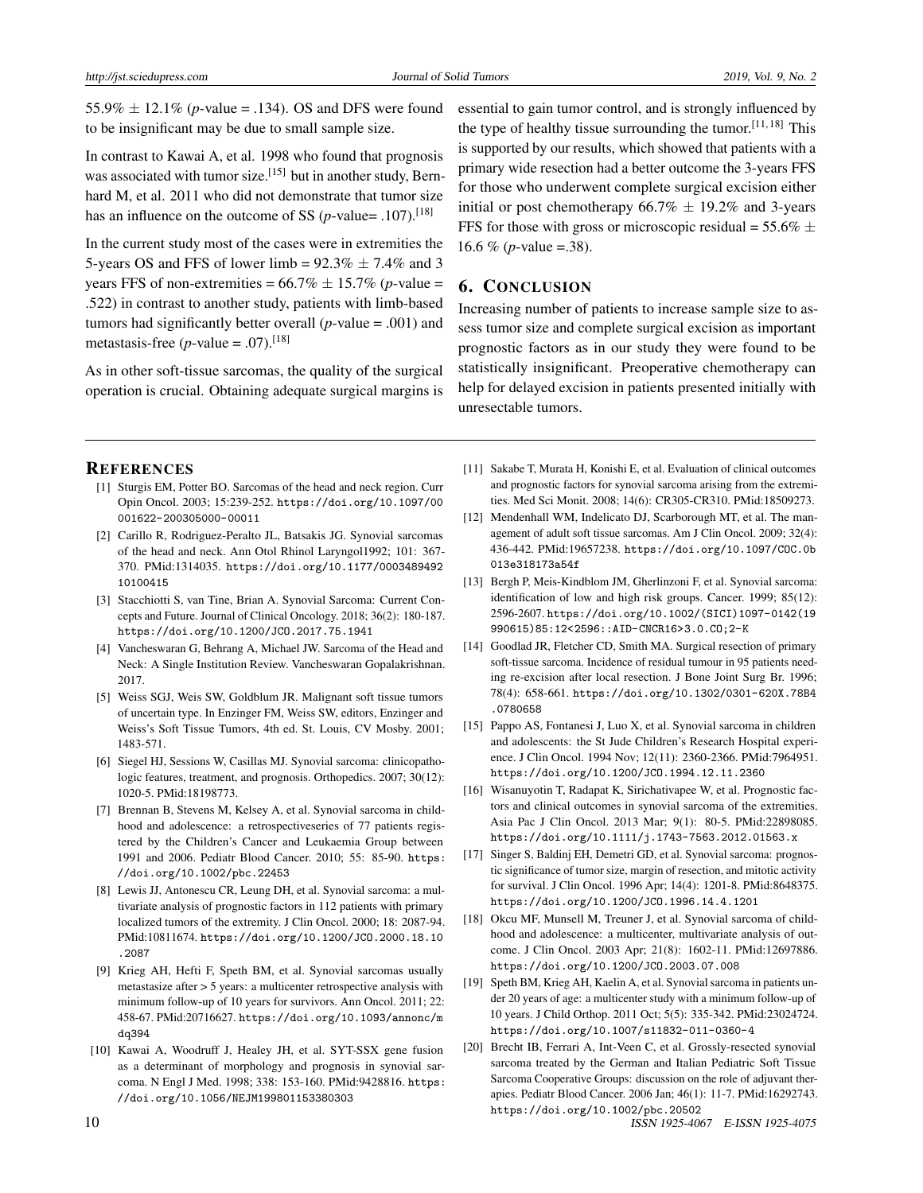55.9% ± 12.1% ($p$-value = .134). OS and DFS were found to be insignificant may be due to small sample size.

In contrast to Kawai A, et al. 1998 who found that prognosis was associated with tumor size.[15] but in another study, Bernhard M, et al. 2011 who did not demonstrate that tumor size has an influence on the outcome of SS ($p$-value= .107).[18]

In the current study most of the cases were in extremities the 5-years OS and FFS of lower limb = 92.3% ± 7.4% and 3 years FFS of non-extremities = 66.7% ± 15.7% ($p$-value = .522) in contrast to another study, patients with limb-based tumors had significantly better overall ($p$-value = .001) and metastasis-free ($p$-value = .07).[18]

As in other soft-tissue sarcomas, the quality of the surgical operation is crucial. Obtaining adequate surgical margins is essential to gain tumor control, and is strongly influenced by the type of healthy tissue surrounding the tumor.[11,18] This is supported by our results, which showed that patients with a primary wide resection had a better outcome the 3-years FFS for those who underwent complete surgical excision either initial or post chemotherapy 66.7% ± 19.2% and 3-years FFS for those with gross or microscopic residual = 55.6% ± 16.6 % ($p$-value =.38).

## 6. Conclusion

Increasing number of patients to increase sample size to assess tumor size and complete surgical excision as important prognostic factors as in our study they were found to be statistically insignificant. Preoperative chemotherapy can help for delayed excision in patients presented initially with unresectable tumors.

## References

[1] Sturgis EM, Potter BO. Sarcomas of the head and neck region. Curr Opin Oncol. 2003; 15:239-252. https://doi.org/10.1097/00001622-200305000-00011

[2] Carillo R, Rodriguez-Peralto JL, Batsakis JG. Synovial sarcomas of the head and neck. Ann Otol Rhinol Laryngol1992; 101: 367-370. PMid:1314035. https://doi.org/10.1177/000348949210100415

[3] Stacchiotti S, van Tine, Brian A. Synovial Sarcoma: Current Concepts and Future. Journal of Clinical Oncology. 2018; 36(2): 180-187. https://doi.org/10.1200/JCO.2017.75.1941

[4] Vancheswaran G, Behrang A, Michael JW. Sarcoma of the Head and Neck: A Single Institution Review. Vancheswaran Gopalakrishnan. 2017.

[5] Weiss SGJ, Weis SW, Goldblum JR. Malignant soft tissue tumors of uncertain type. In Enzinger FM, Weiss SW, editors, Enzinger and Weiss's Soft Tissue Tumors, 4th ed. St. Louis, CV Mosby. 2001; 1483-571.

[6] Siegel HJ, Sessions W, Casillas MJ. Synovial sarcoma: clinicopathologic features, treatment, and prognosis. Orthopedics. 2007; 30(12): 1020-5. PMid:18198773.

[7] Brennan B, Stevens M, Kelsey A, et al. Synovial sarcoma in childhood and adolescence: a retrospectiveseries of 77 patients registered by the Children's Cancer and Leukaemia Group between 1991 and 2006. Pediatr Blood Cancer. 2010; 55: 85-90. https://doi.org/10.1002/pbc.22453

[8] Lewis JJ, Antonescu CR, Leung DH, et al. Synovial sarcoma: a multivariate analysis of prognostic factors in 112 patients with primary localized tumors of the extremity. J Clin Oncol. 2000; 18: 2087-94. PMid:10811674. https://doi.org/10.1200/JCO.2000.18.10.2087

[9] Krieg AH, Hefti F, Speth BM, et al. Synovial sarcomas usually metastasize after > 5 years: a multicenter retrospective analysis with minimum follow-up of 10 years for survivors. Ann Oncol. 2011; 22: 458-67. PMid:20716627. https://doi.org/10.1093/annonc/mdq394

[10] Kawai A, Woodruff J, Healey JH, et al. SYT-SSX gene fusion as a determinant of morphology and prognosis in synovial sarcoma. N Engl J Med. 1998; 338: 153-160. PMid:9428816. https://doi.org/10.1056/NEJM199801153380303

[11] Sakabe T, Murata H, Konishi E, et al. Evaluation of clinical outcomes and prognostic factors for synovial sarcoma arising from the extremities. Med Sci Monit. 2008; 14(6): CR305-CR310. PMid:18509273.

[12] Mendenhall WM, Indelicato DJ, Scarborough MT, et al. The management of adult soft tissue sarcomas. Am J Clin Oncol. 2009; 32(4): 436-442. PMid:19657238. https://doi.org/10.1097/COC.0b013e318173a54f

[13] Bergh P, Meis-Kindblom JM, Gherlinzoni F, et al. Synovial sarcoma: identification of low and high risk groups. Cancer. 1999; 85(12): 2596-2607. https://doi.org/10.1002/(SICI)1097-0142(19990615)85:12<2596::AID-CNCR16>3.0.CO;2-K

[14] Goodlad JR, Fletcher CD, Smith MA. Surgical resection of primary soft-tissue sarcoma. Incidence of residual tumour in 95 patients needing re-excision after local resection. J Bone Joint Surg Br. 1996; 78(4): 658-661. https://doi.org/10.1302/0301-620X.78B4.0780658

[15] Pappo AS, Fontanesi J, Luo X, et al. Synovial sarcoma in children and adolescents: the St Jude Children's Research Hospital experience. J Clin Oncol. 1994 Nov; 12(11): 2360-2366. PMid:7964951. https://doi.org/10.1200/JCO.1994.12.11.2360

[16] Wisanuyotin T, Radapat K, Sirichativapee W, et al. Prognostic factors and clinical outcomes in synovial sarcoma of the extremities. Asia Pac J Clin Oncol. 2013 Mar; 9(1): 80-5. PMid:22898085. https://doi.org/10.1111/j.1743-7563.2012.01563.x

[17] Singer S, Baldinj EH, Demetri GD, et al. Synovial sarcoma: prognostic significance of tumor size, margin of resection, and mitotic activity for survival. J Clin Oncol. 1996 Apr; 14(4): 1201-8. PMid:8648375. https://doi.org/10.1200/JCO.1996.14.4.1201

[18] Okcu MF, Munsell M, Treuner J, et al. Synovial sarcoma of childhood and adolescence: a multicenter, multivariate analysis of outcome. J Clin Oncol. 2003 Apr; 21(8): 1602-11. PMid:12697886. https://doi.org/10.1200/JCO.2003.07.008

[19] Speth BM, Krieg AH, Kaelin A, et al. Synovial sarcoma in patients under 20 years of age: a multicenter study with a minimum follow-up of 10 years. J Child Orthop. 2011 Oct; 5(5): 335-342. PMid:23024724. https://doi.org/10.1007/s11832-011-0360-4

[20] Brecht IB, Ferrari A, Int-Veen C, et al. Grossly-resected synovial sarcoma treated by the German and Italian Pediatric Soft Tissue Sarcoma Cooperative Groups: discussion on the role of adjuvant therapies. Pediatr Blood Cancer. 2006 Jan; 46(1): 11-7. PMid:16292743. https://doi.org/10.1002/pbc.20502